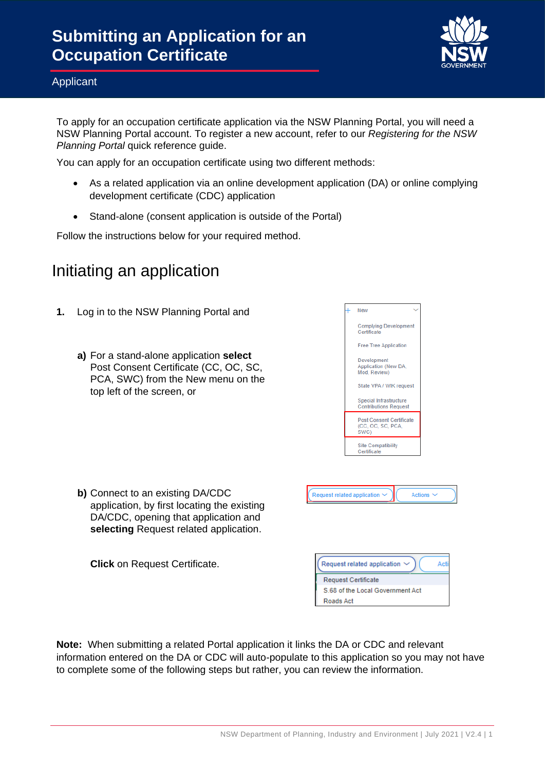# Submitting an Application for an Occupation Certificate

Applicant

To apply for an occupation certificate application via the NSW Planning Portal, you will need a NSW Planning Portal account. To register a new account, refer to our *Registering for the NSW Planning Portal* quick reference guide.

You can apply for an occupation certificate using two different methods:

- As a related application via an online development application (DA) or online complying development certificate (CDC) application
- Stand-alone (consent application is outside of the Portal)

Follow the instructions below for your required method.

## Initiating an application

**1.** Log in to the NSW Planning Portal and

**a)** For a stand-alone application **select** Post Consent Certificate (CC, OC, SC, PCA, SWC) from the New menu on the top left of the screen, or

**b)** Connect to an existing DA/CDC application, by first locating the existing DA/CDC, opening that application and **selecting** Request related application.

**Click** on Request Certificate.

**Note:** When submitting a related Portal application it links the DA or CDC and relevant information entered on the DA or CDC will auto-populate to this application so you may not have to complete some of the following steps but rather, you can review the information.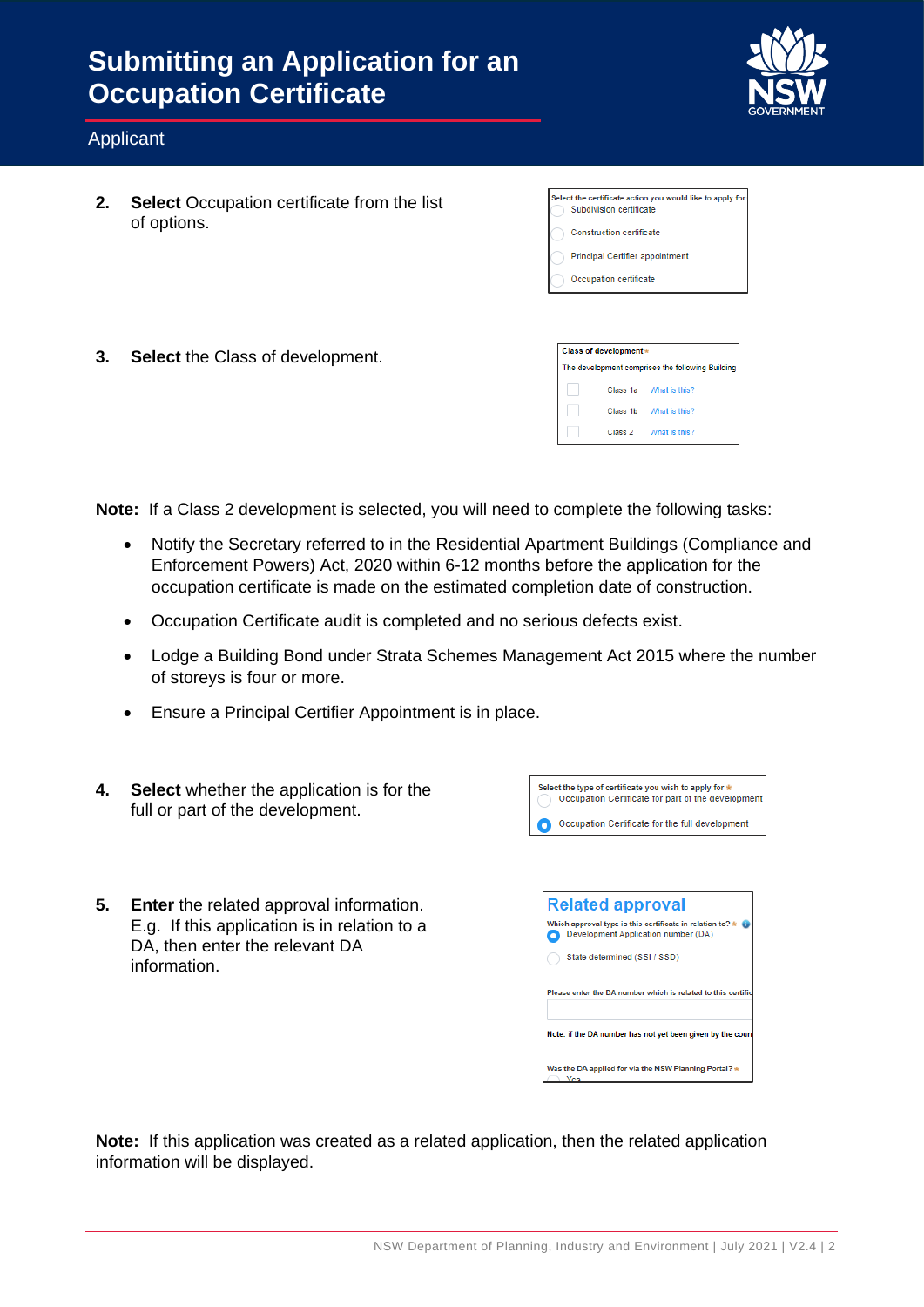# Submitting an Application for an Occupation Certificate

Applicant

2. **Select** Occupation certificate from the list of options.

Select the certificate action you would like to apply for
- Subdivision certificate
- Construction certificate
- Principal Certifier appointment
- Occupation certificate

3. **Select** the Class of development.

Class of development *
The development comprises the following Building
- Class 1a What is this?
- Class 1b What is this?
- Class 2 What is this?

**Note:** If a Class 2 development is selected, you will need to complete the following tasks:

- Notify the Secretary referred to in the Residential Apartment Buildings (Compliance and Enforcement Powers) Act, 2020 within 6-12 months before the application for the occupation certificate is made on the estimated completion date of construction.
- Occupation Certificate audit is completed and no serious defects exist.
- Lodge a Building Bond under Strata Schemes Management Act 2015 where the number of storeys is four or more.
- Ensure a Principal Certifier Appointment is in place.

4. **Select** whether the application is for the full or part of the development.

Select the type of certificate you wish to apply for *
- Occupation Certificate for part of the development
- Occupation Certificate for the full development

5. **Enter** the related approval information. E.g. If this application is in relation to a DA, then enter the relevant DA information.

Related approval
Which approval type is this certificate in relation to? *
- Development Application number (DA)
- State determined (SSI / SSD)

Please enter the DA number which is related to this certific

Note: if the DA number has not yet been given by the coun

Was the DA applied for via the NSW Planning Portal? *
- Yes

**Note:** If this application was created as a related application, then the related application information will be displayed.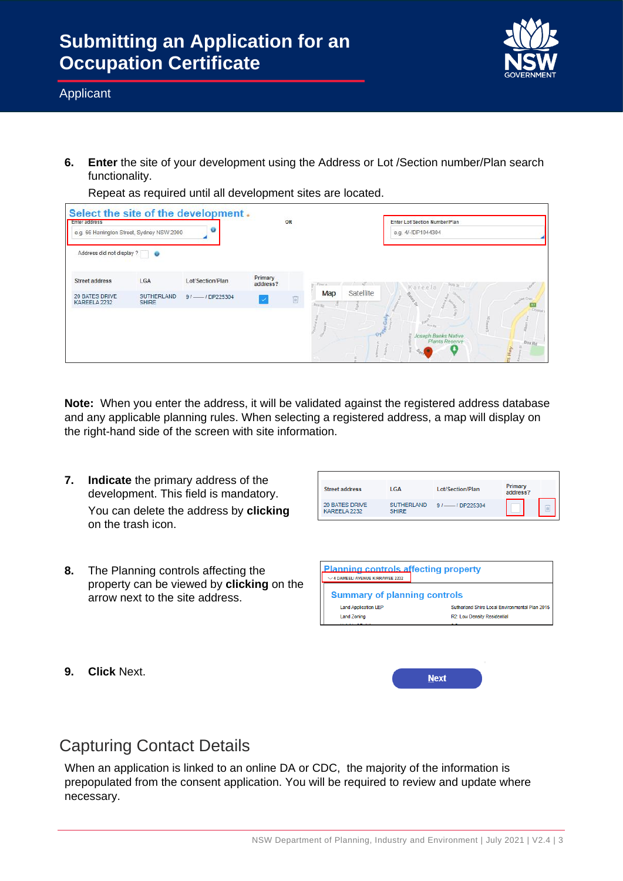6. **Enter** the site of your development using the Address or Lot /Section number/Plan search functionality.

   Repeat as required until all development sites are located.

**Note:** When you enter the address, it will be validated against the registered address database and any applicable planning rules. When selecting a registered address, a map will display on the right-hand side of the screen with site information.

7. **Indicate** the primary address of the development. This field is mandatory.

   You can delete the address by **clicking** on the trash icon.

8. The Planning controls affecting the property can be viewed by **clicking** on the arrow next to the site address.

9. **Click** Next.

## Capturing Contact Details

When an application is linked to an online DA or CDC, the majority of the information is prepopulated from the consent application. You will be required to review and update where necessary.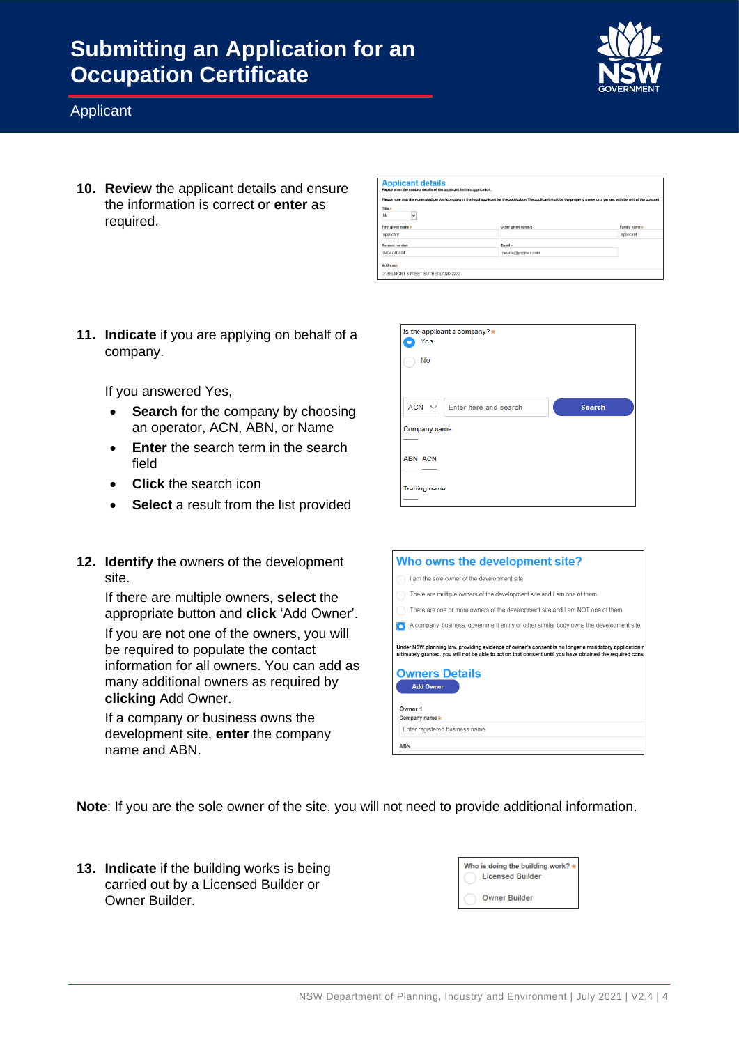# Submitting an Application for an Occupation Certificate

Applicant

10. **Review** the applicant details and ensure the information is correct or **enter** as required.

11. **Indicate** if you are applying on behalf of a company.

    If you answered Yes,

    - **Search** for the company by choosing an operator, ACN, ABN, or Name
    - **Enter** the search term in the search field
    - **Click** the search icon
    - **Select** a result from the list provided

12. **Identify** the owners of the development site.

    If there are multiple owners, **select** the appropriate button and **click** 'Add Owner'.

    If you are not one of the owners, you will be required to populate the contact information for all owners. You can add as many additional owners as required by **clicking** Add Owner.

    If a company or business owns the development site, **enter** the company name and ABN.

**Note**: If you are the sole owner of the site, you will not need to provide additional information.

13. **Indicate** if the building works is being carried out by a Licensed Builder or Owner Builder.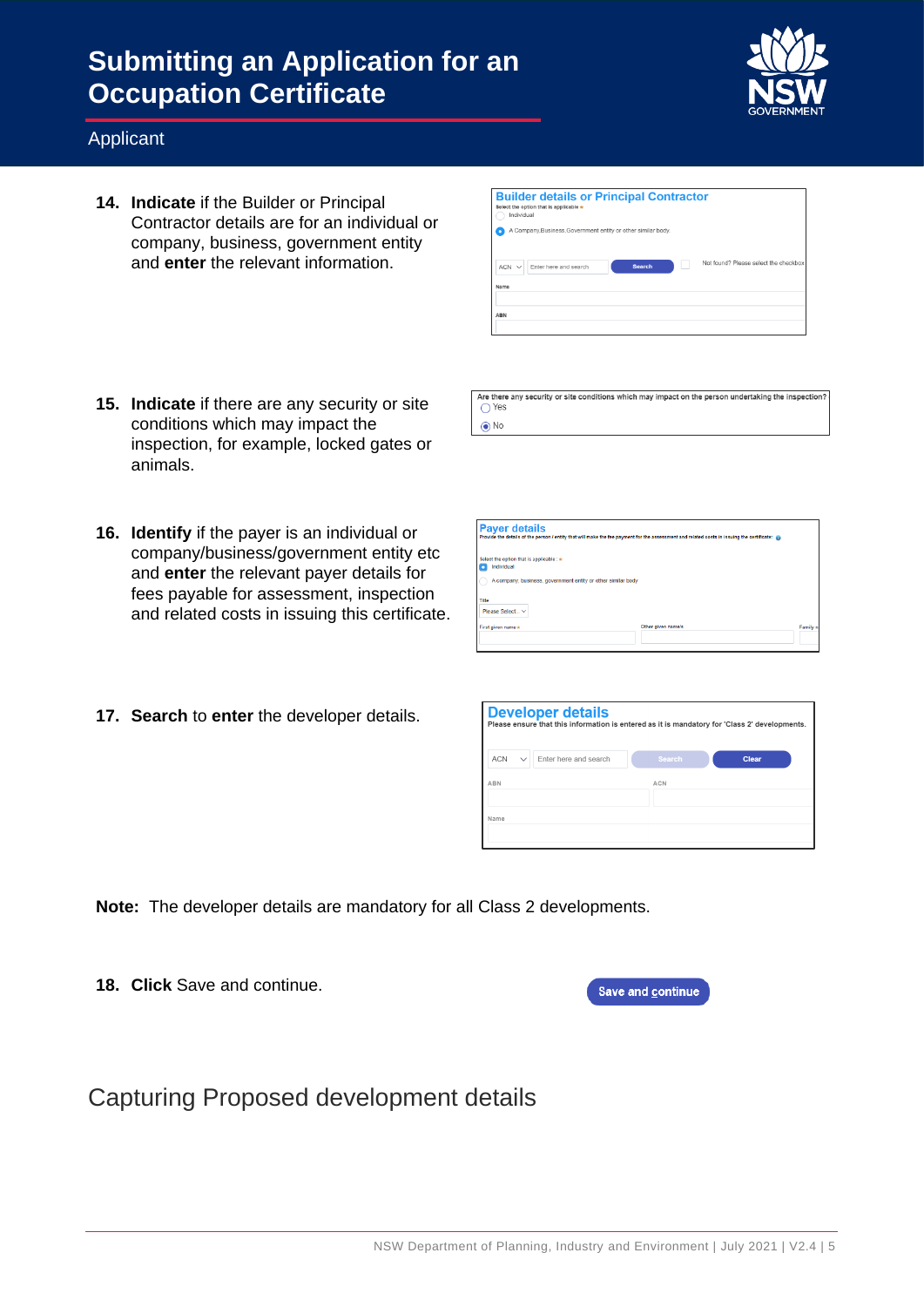# Submitting an Application for an Occupation Certificate

Applicant

14. **Indicate** if the Builder or Principal Contractor details are for an individual or company, business, government entity and **enter** the relevant information.

15. **Indicate** if there are any security or site conditions which may impact the inspection, for example, locked gates or animals.

16. **Identify** if the payer is an individual or company/business/government entity etc and **enter** the relevant payer details for fees payable for assessment, inspection and related costs in issuing this certificate.

17. **Search** to **enter** the developer details.

**Note:** The developer details are mandatory for all Class 2 developments.

18. **Click** Save and continue.

## Capturing Proposed development details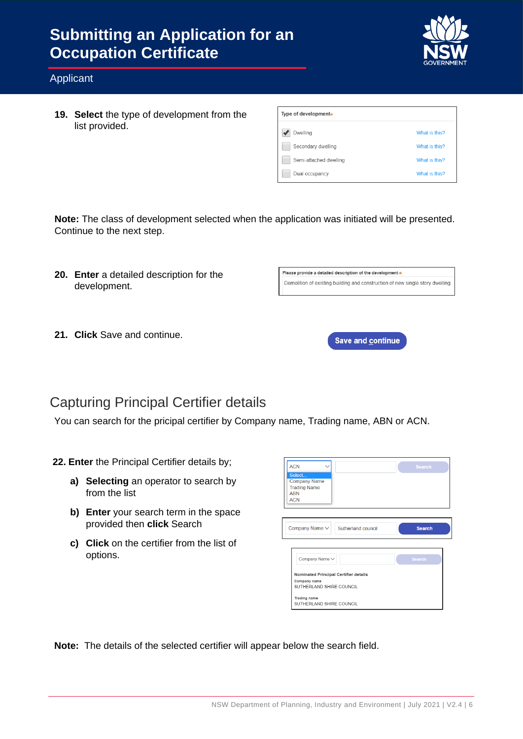# Submitting an Application for an Occupation Certificate

Applicant

**19. Select** the type of development from the list provided.

Type of development*

- [x] Dwelling — What is this?
- [ ] Secondary dwelling — What is this?
- [ ] Semi-attached dwelling — What is this?
- [ ] Dual occupancy — What is this?

**Note:** The class of development selected when the application was initiated will be presented. Continue to the next step.

**20. Enter** a detailed description for the development.

Please provide a detailed description of the development*

Demolition of existing building and construction of new single story dwelling.

**21. Click** Save and continue.

Save and continue

## Capturing Principal Certifier details

You can search for the pricipal certifier by Company name, Trading name, ABN or ACN.

**22. Enter** the Principal Certifier details by;

a) **Selecting** an operator to search by from the list

b) **Enter** your search term in the space provided then **click** Search

c) **Click** on the certifier from the list of options.

ACN — Select... / Company Name / Trading Name / ABN / ACN — Search

Company Name — Sutherland council — Search

Nominated Principal Certifier details

Company name
SUTHERLAND SHIRE COUNCIL

Trading name
SUTHERLAND SHIRE COUNCIL

**Note:** The details of the selected certifier will appear below the search field.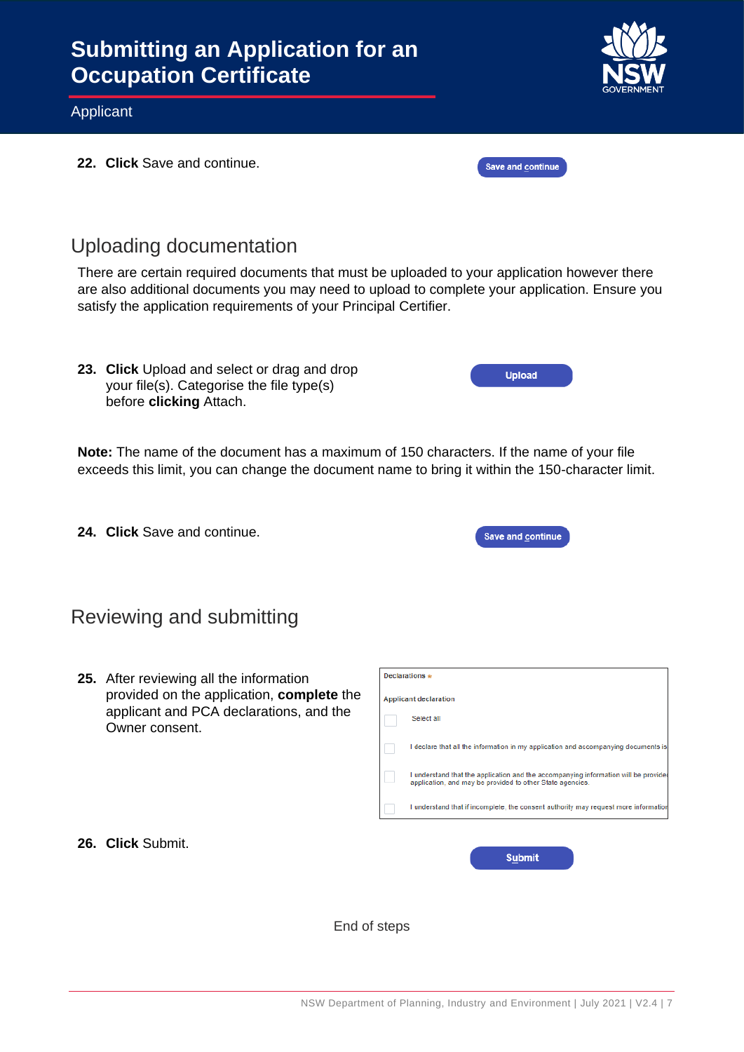22. **Click** Save and continue.

## Uploading documentation

There are certain required documents that must be uploaded to your application however there are also additional documents you may need to upload to complete your application. Ensure you satisfy the application requirements of your Principal Certifier.

23. **Click** Upload and select or drag and drop your file(s). Categorise the file type(s) before **clicking** Attach.

**Note:** The name of the document has a maximum of 150 characters. If the name of your file exceeds this limit, you can change the document name to bring it within the 150-character limit.

24. **Click** Save and continue.

## Reviewing and submitting

25. After reviewing all the information provided on the application, **complete** the applicant and PCA declarations, and the Owner consent.

26. **Click** Submit.

End of steps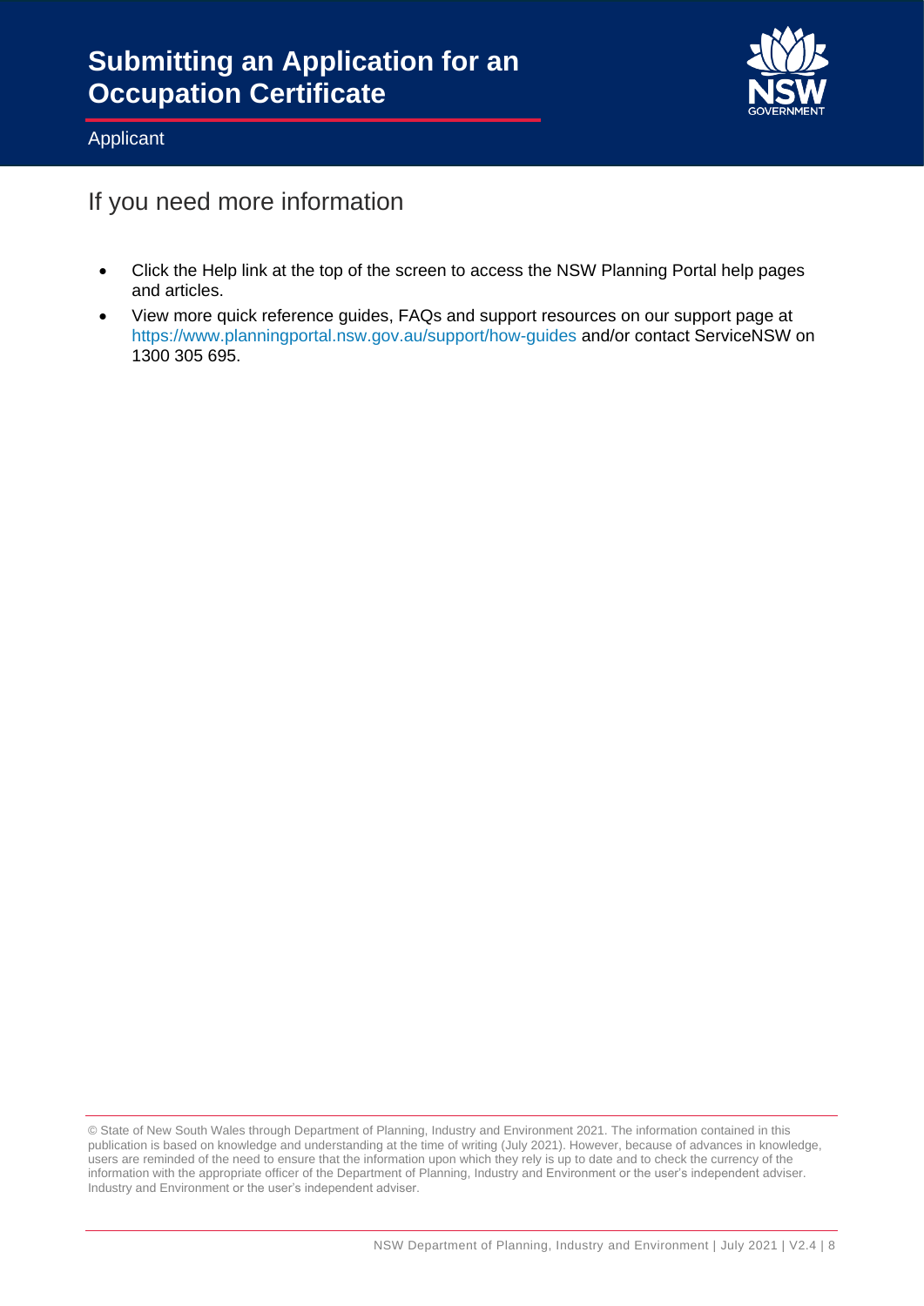# Submitting an Application for an Occupation Certificate

Applicant

## If you need more information

- Click the Help link at the top of the screen to access the NSW Planning Portal help pages and articles.
- View more quick reference guides, FAQs and support resources on our support page at https://www.planningportal.nsw.gov.au/support/how-guides and/or contact ServiceNSW on 1300 305 695.

© State of New South Wales through Department of Planning, Industry and Environment 2021. The information contained in this publication is based on knowledge and understanding at the time of writing (July 2021). However, because of advances in knowledge, users are reminded of the need to ensure that the information upon which they rely is up to date and to check the currency of the information with the appropriate officer of the Department of Planning, Industry and Environment or the user's independent adviser. Industry and Environment or the user's independent adviser.